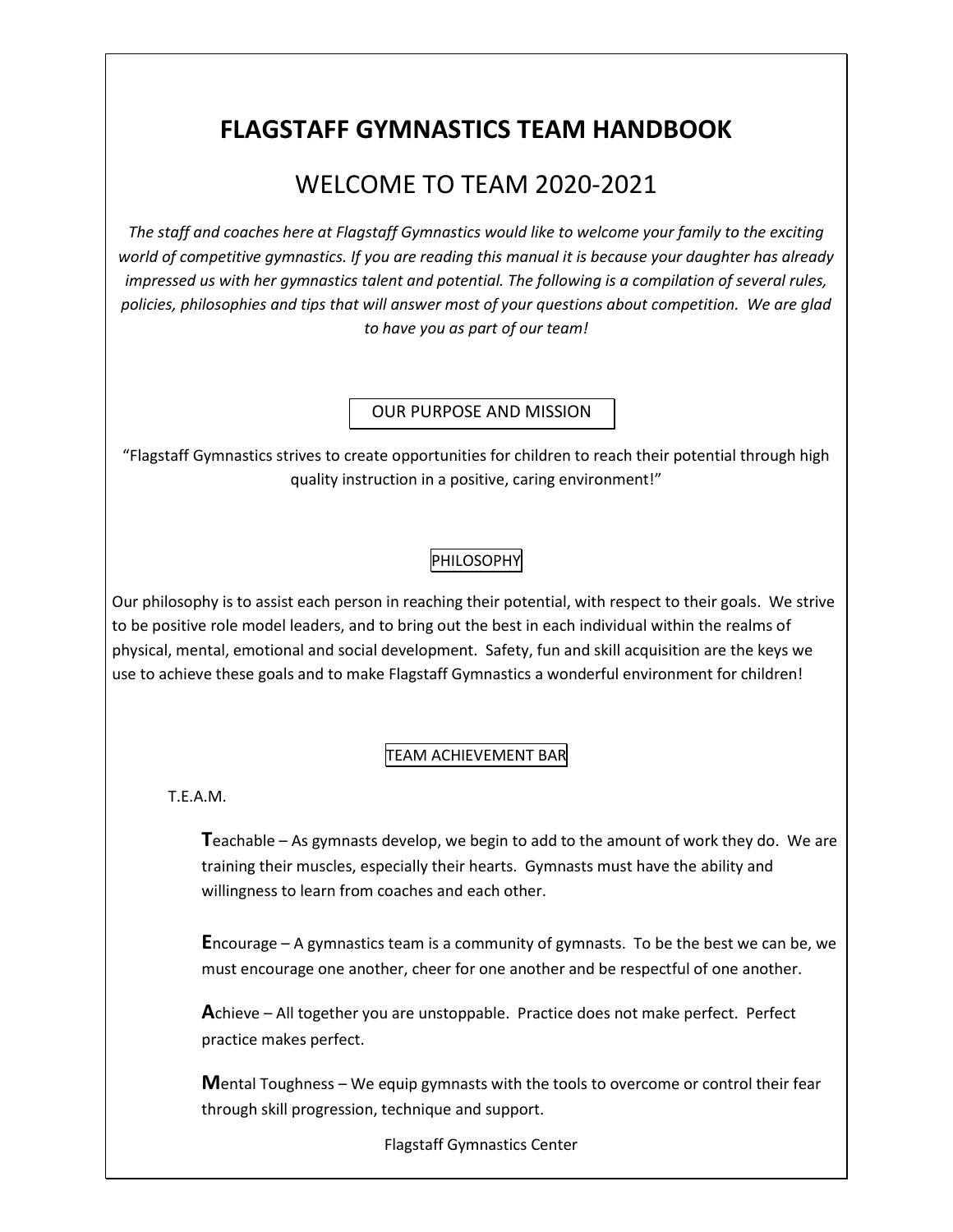# FLAGSTAFF GYMNASTICS TEAM HANDBOOK

## WELCOME TO TEAM 2020-2021

*The staff and coaches here at Flagstaff Gymnastics would like to welcome your family to the exciting world of competitive gymnastics. If you are reading this manual it is because your daughter has already impressed us with her gymnastics talent and potential. The following is a compilation of several rules, policies, philosophies and tips that will answer most of your questions about competition. We are glad to have you as part of our team!*

### OUR PURPOSE AND MISSION

"Flagstaff Gymnastics strives to create opportunities for children to reach their potential through high quality instruction in a positive, caring environment!"

### PHILOSOPHY

Our philosophy is to assist each person in reaching their potential, with respect to their goals. We strive to be positive role model leaders, and to bring out the best in each individual within the realms of physical, mental, emotional and social development. Safety, fun and skill acquisition are the keys we use to achieve these goals and to make Flagstaff Gymnastics a wonderful environment for children!

### TEAM ACHIEVEMENT BAR

T.E.A.M.

**T**eachable – As gymnasts develop, we begin to add to the amount of work they do. We are training their muscles, especially their hearts. Gymnasts must have the ability and willingness to learn from coaches and each other.

**E**ncourage – A gymnastics team is a community of gymnasts. To be the best we can be, we must encourage one another, cheer for one another and be respectful of one another.

**A**chieve – All together you are unstoppable. Practice does not make perfect. Perfect practice makes perfect.

**M**ental Toughness – We equip gymnasts with the tools to overcome or control their fear through skill progression, technique and support.

Flagstaff Gymnastics Center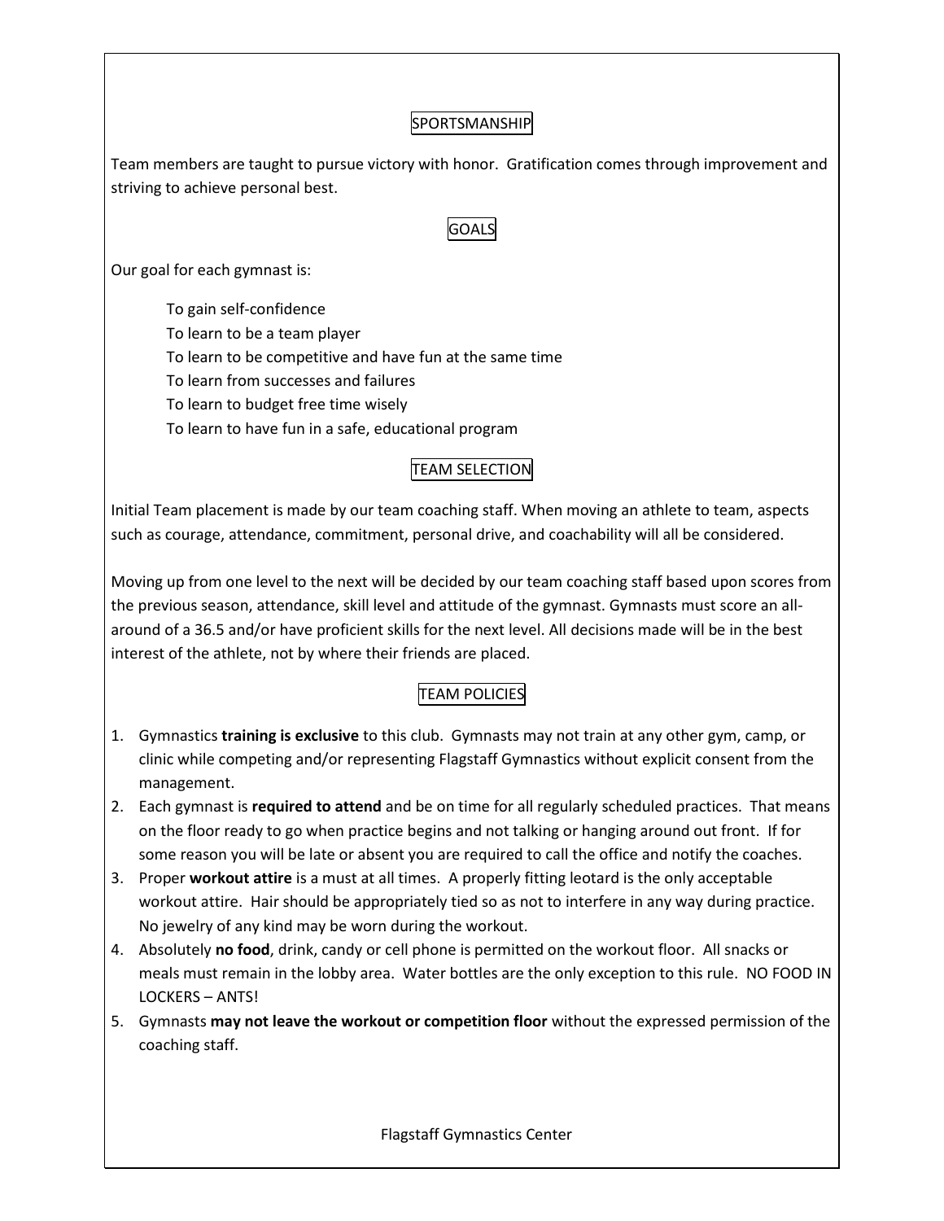## SPORTSMANSHIP

Team members are taught to pursue victory with honor. Gratification comes through improvement and striving to achieve personal best.

## GOALS

Our goal for each gymnast is:

- To gain self-confidence
- To learn to be a team player
- To learn to be competitive and have fun at the same time
- To learn from successes and failures
- To learn to budget free time wisely
- To learn to have fun in a safe, educational program

## TEAM SELECTION

Initial Team placement is made by our team coaching staff. When moving an athlete to team, aspects such as courage, attendance, commitment, personal drive, and coachability will all be considered.

Moving up from one level to the next will be decided by our team coaching staff based upon scores from the previous season, attendance, skill level and attitude of the gymnast. Gymnasts must score an all-around of a 36.5 and/or have proficient skills for the next level. All decisions made will be in the best interest of the athlete, not by where their friends are placed.

## TEAM POLICIES

1. Gymnastics **training is exclusive** to this club. Gymnasts may not train at any other gym, camp, or clinic while competing and/or representing Flagstaff Gymnastics without explicit consent from the management.
2. Each gymnast is **required to attend** and be on time for all regularly scheduled practices. That means on the floor ready to go when practice begins and not talking or hanging around out front. If for some reason you will be late or absent you are required to call the office and notify the coaches.
3. Proper **workout attire** is a must at all times. A properly fitting leotard is the only acceptable workout attire. Hair should be appropriately tied so as not to interfere in any way during practice. No jewelry of any kind may be worn during the workout.
4. Absolutely **no food**, drink, candy or cell phone is permitted on the workout floor. All snacks or meals must remain in the lobby area. Water bottles are the only exception to this rule. NO FOOD IN LOCKERS – ANTS!
5. Gymnasts **may not leave the workout or competition floor** without the expressed permission of the coaching staff.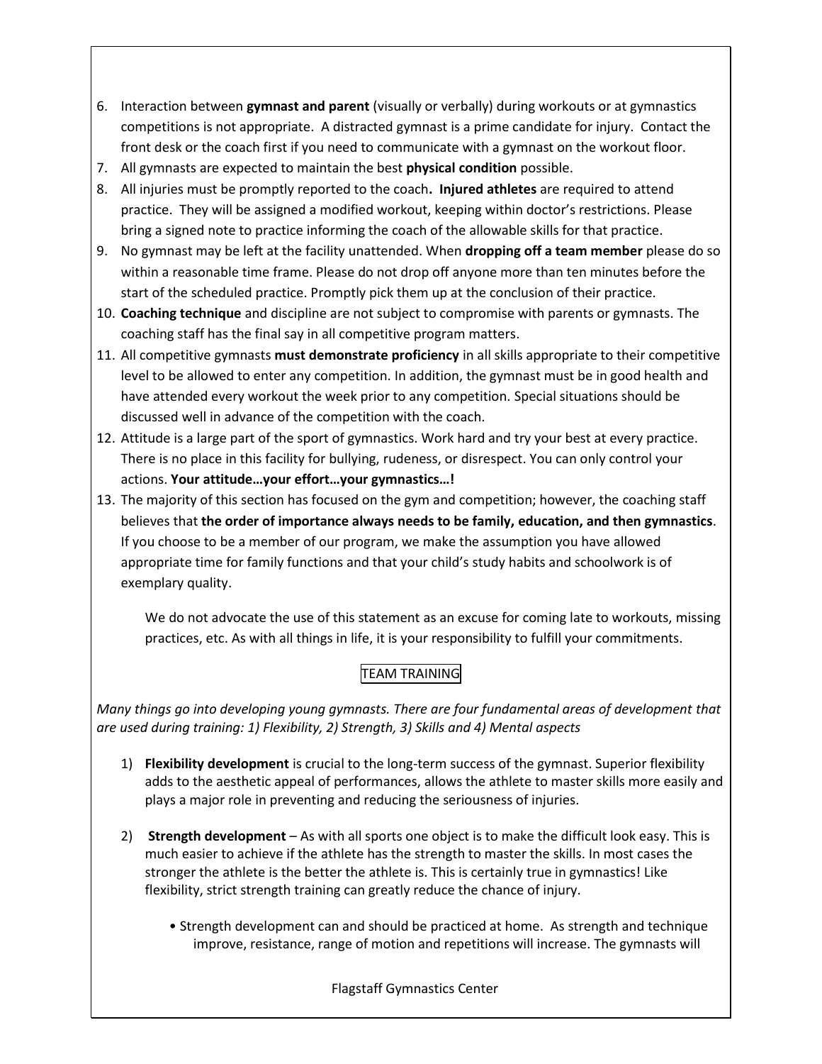6. Interaction between **gymnast and parent** (visually or verbally) during workouts or at gymnastics competitions is not appropriate. A distracted gymnast is a prime candidate for injury. Contact the front desk or the coach first if you need to communicate with a gymnast on the workout floor.
7. All gymnasts are expected to maintain the best **physical condition** possible.
8. All injuries must be promptly reported to the coach**. Injured athletes** are required to attend practice. They will be assigned a modified workout, keeping within doctor's restrictions. Please bring a signed note to practice informing the coach of the allowable skills for that practice.
9. No gymnast may be left at the facility unattended. When **dropping off a team member** please do so within a reasonable time frame. Please do not drop off anyone more than ten minutes before the start of the scheduled practice. Promptly pick them up at the conclusion of their practice.
10. **Coaching technique** and discipline are not subject to compromise with parents or gymnasts. The coaching staff has the final say in all competitive program matters.
11. All competitive gymnasts **must demonstrate proficiency** in all skills appropriate to their competitive level to be allowed to enter any competition. In addition, the gymnast must be in good health and have attended every workout the week prior to any competition. Special situations should be discussed well in advance of the competition with the coach.
12. Attitude is a large part of the sport of gymnastics. Work hard and try your best at every practice. There is no place in this facility for bullying, rudeness, or disrespect. You can only control your actions. **Your attitude…your effort…your gymnastics…!**
13. The majority of this section has focused on the gym and competition; however, the coaching staff believes that **the order of importance always needs to be family, education, and then gymnastics**. If you choose to be a member of our program, we make the assumption you have allowed appropriate time for family functions and that your child's study habits and schoolwork is of exemplary quality.

    We do not advocate the use of this statement as an excuse for coming late to workouts, missing practices, etc. As with all things in life, it is your responsibility to fulfill your commitments.

## TEAM TRAINING

*Many things go into developing young gymnasts. There are four fundamental areas of development that are used during training: 1) Flexibility, 2) Strength, 3) Skills and 4) Mental aspects*

1) **Flexibility development** is crucial to the long-term success of the gymnast. Superior flexibility adds to the aesthetic appeal of performances, allows the athlete to master skills more easily and plays a major role in preventing and reducing the seriousness of injuries.

2) **Strength development** – As with all sports one object is to make the difficult look easy. This is much easier to achieve if the athlete has the strength to master the skills. In most cases the stronger the athlete is the better the athlete is. This is certainly true in gymnastics! Like flexibility, strict strength training can greatly reduce the chance of injury.

    - Strength development can and should be practiced at home. As strength and technique improve, resistance, range of motion and repetitions will increase. The gymnasts will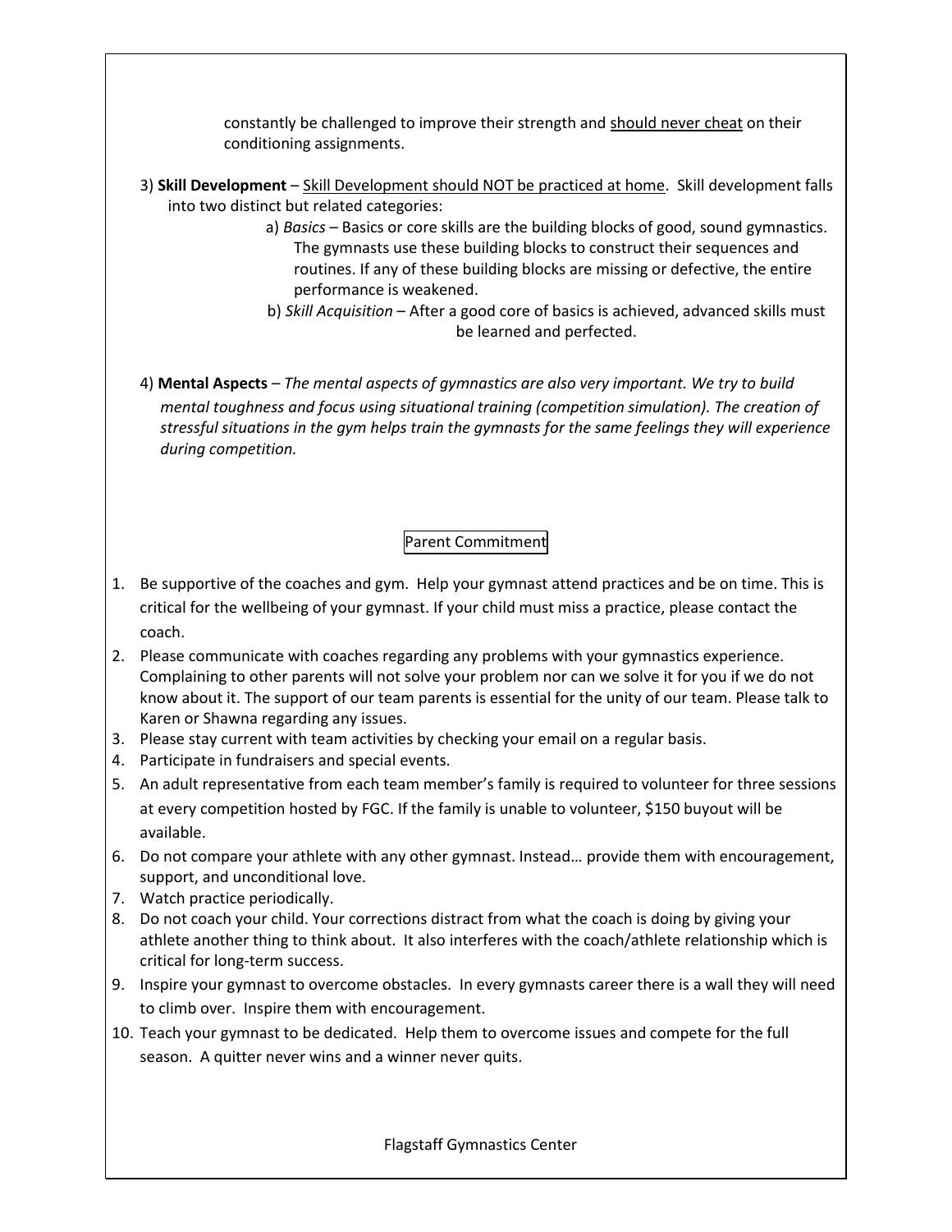constantly be challenged to improve their strength and <u>should never cheat</u> on their conditioning assignments.

3) **Skill Development** – <u>Skill Development should NOT be practiced at home</u>. Skill development falls into two distinct but related categories:

   a) *Basics* – Basics or core skills are the building blocks of good, sound gymnastics. The gymnasts use these building blocks to construct their sequences and routines. If any of these building blocks are missing or defective, the entire performance is weakened.

   b) *Skill Acquisition* – After a good core of basics is achieved, advanced skills must be learned and perfected.

4) **Mental Aspects** – *The mental aspects of gymnastics are also very important. We try to build mental toughness and focus using situational training (competition simulation). The creation of stressful situations in the gym helps train the gymnasts for the same feelings they will experience during competition.*

## Parent Commitment

1. Be supportive of the coaches and gym. Help your gymnast attend practices and be on time. This is critical for the wellbeing of your gymnast. If your child must miss a practice, please contact the coach.
2. Please communicate with coaches regarding any problems with your gymnastics experience. Complaining to other parents will not solve your problem nor can we solve it for you if we do not know about it. The support of our team parents is essential for the unity of our team. Please talk to Karen or Shawna regarding any issues.
3. Please stay current with team activities by checking your email on a regular basis.
4. Participate in fundraisers and special events.
5. An adult representative from each team member's family is required to volunteer for three sessions at every competition hosted by FGC. If the family is unable to volunteer, $150 buyout will be available.
6. Do not compare your athlete with any other gymnast. Instead… provide them with encouragement, support, and unconditional love.
7. Watch practice periodically.
8. Do not coach your child. Your corrections distract from what the coach is doing by giving your athlete another thing to think about. It also interferes with the coach/athlete relationship which is critical for long-term success.
9. Inspire your gymnast to overcome obstacles. In every gymnasts career there is a wall they will need to climb over. Inspire them with encouragement.
10. Teach your gymnast to be dedicated. Help them to overcome issues and compete for the full season. A quitter never wins and a winner never quits.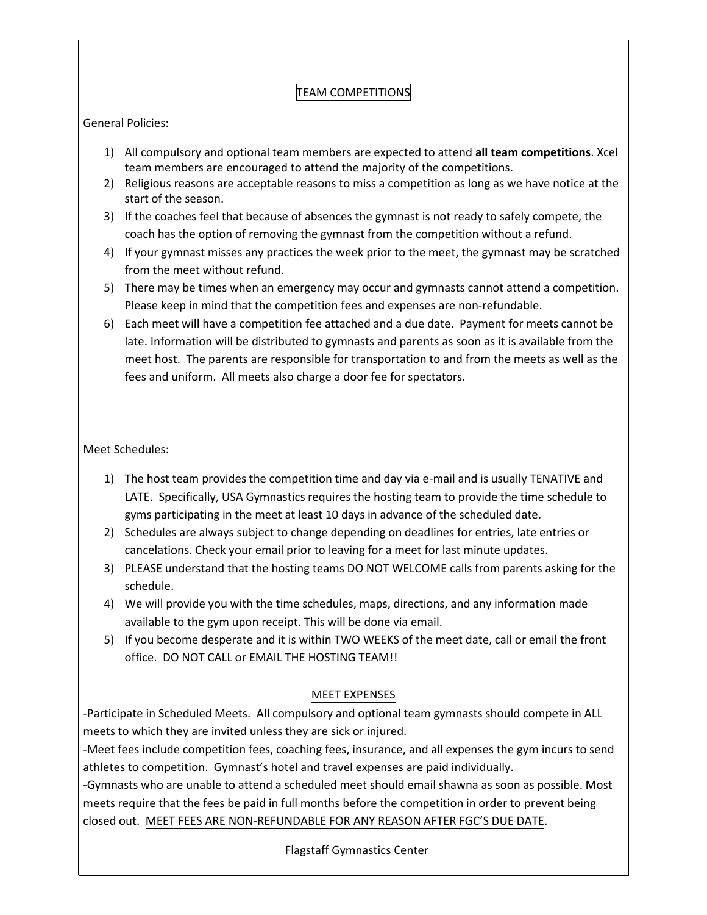## TEAM COMPETITIONS

General Policies:

1) All compulsory and optional team members are expected to attend **all team competitions**. Xcel team members are encouraged to attend the majority of the competitions.
2) Religious reasons are acceptable reasons to miss a competition as long as we have notice at the start of the season.
3) If the coaches feel that because of absences the gymnast is not ready to safely compete, the coach has the option of removing the gymnast from the competition without a refund.
4) If your gymnast misses any practices the week prior to the meet, the gymnast may be scratched from the meet without refund.
5) There may be times when an emergency may occur and gymnasts cannot attend a competition. Please keep in mind that the competition fees and expenses are non-refundable.
6) Each meet will have a competition fee attached and a due date. Payment for meets cannot be late. Information will be distributed to gymnasts and parents as soon as it is available from the meet host. The parents are responsible for transportation to and from the meets as well as the fees and uniform. All meets also charge a door fee for spectators.

Meet Schedules:

1) The host team provides the competition time and day via e-mail and is usually TENATIVE and LATE. Specifically, USA Gymnastics requires the hosting team to provide the time schedule to gyms participating in the meet at least 10 days in advance of the scheduled date.
2) Schedules are always subject to change depending on deadlines for entries, late entries or cancelations. Check your email prior to leaving for a meet for last minute updates.
3) PLEASE understand that the hosting teams DO NOT WELCOME calls from parents asking for the schedule.
4) We will provide you with the time schedules, maps, directions, and any information made available to the gym upon receipt. This will be done via email.
5) If you become desperate and it is within TWO WEEKS of the meet date, call or email the front office. DO NOT CALL or EMAIL THE HOSTING TEAM!!

## MEET EXPENSES

-Participate in Scheduled Meets. All compulsory and optional team gymnasts should compete in ALL meets to which they are invited unless they are sick or injured.
-Meet fees include competition fees, coaching fees, insurance, and all expenses the gym incurs to send athletes to competition. Gymnast's hotel and travel expenses are paid individually.
-Gymnasts who are unable to attend a scheduled meet should email shawna as soon as possible. Most meets require that the fees be paid in full months before the competition in order to prevent being closed out. <u>MEET FEES ARE NON-REFUNDABLE FOR ANY REASON AFTER FGC'S DUE DATE</u>.

Flagstaff Gymnastics Center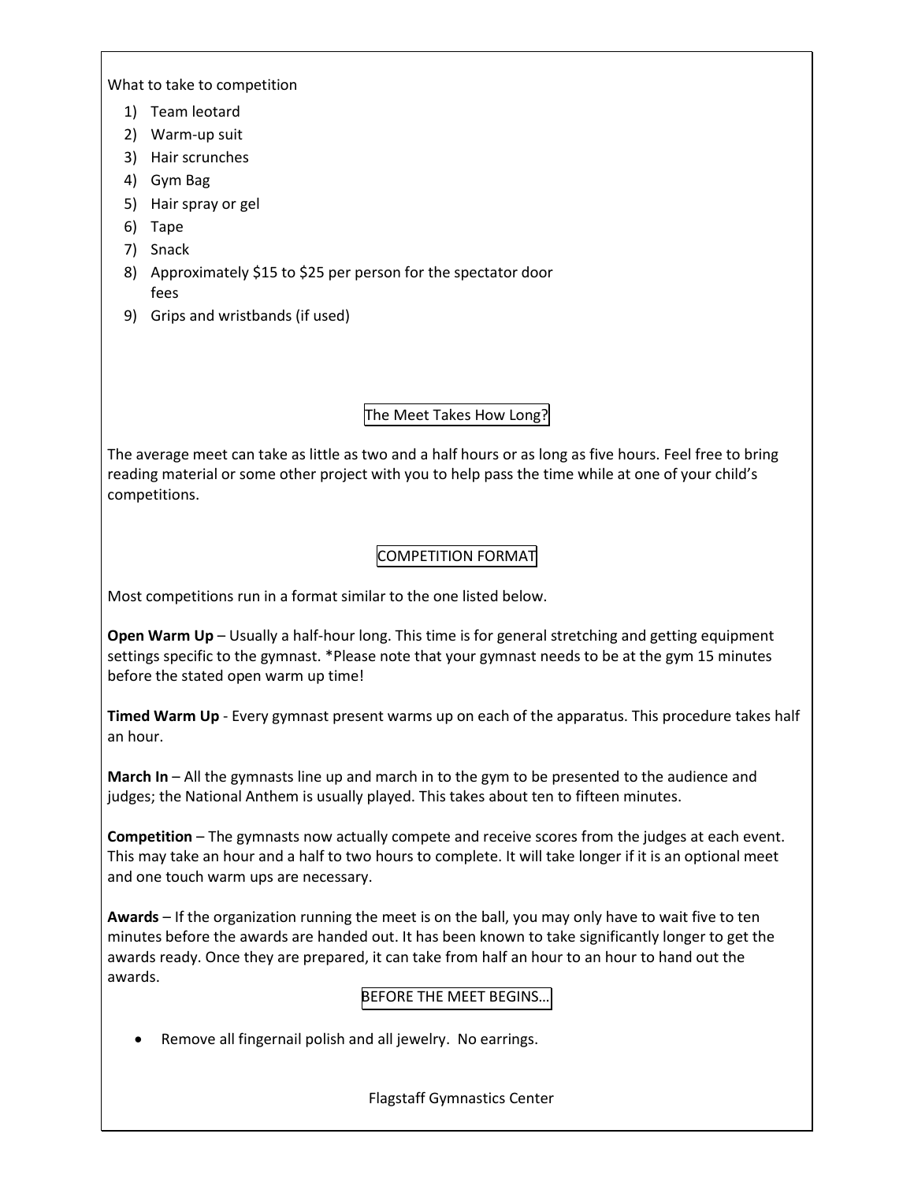What to take to competition

1) Team leotard
2) Warm-up suit
3) Hair scrunches
4) Gym Bag
5) Hair spray or gel
6) Tape
7) Snack
8) Approximately $15 to $25 per person for the spectator door fees
9) Grips and wristbands (if used)

## The Meet Takes How Long?

The average meet can take as little as two and a half hours or as long as five hours. Feel free to bring reading material or some other project with you to help pass the time while at one of your child's competitions.

## COMPETITION FORMAT

Most competitions run in a format similar to the one listed below.

**Open Warm Up** – Usually a half-hour long. This time is for general stretching and getting equipment settings specific to the gymnast. *Please note that your gymnast needs to be at the gym 15 minutes before the stated open warm up time!

**Timed Warm Up** - Every gymnast present warms up on each of the apparatus. This procedure takes half an hour.

**March In** – All the gymnasts line up and march in to the gym to be presented to the audience and judges; the National Anthem is usually played. This takes about ten to fifteen minutes.

**Competition** – The gymnasts now actually compete and receive scores from the judges at each event. This may take an hour and a half to two hours to complete. It will take longer if it is an optional meet and one touch warm ups are necessary.

**Awards** – If the organization running the meet is on the ball, you may only have to wait five to ten minutes before the awards are handed out. It has been known to take significantly longer to get the awards ready. Once they are prepared, it can take from half an hour to an hour to hand out the awards.

## BEFORE THE MEET BEGINS…

- Remove all fingernail polish and all jewelry. No earrings.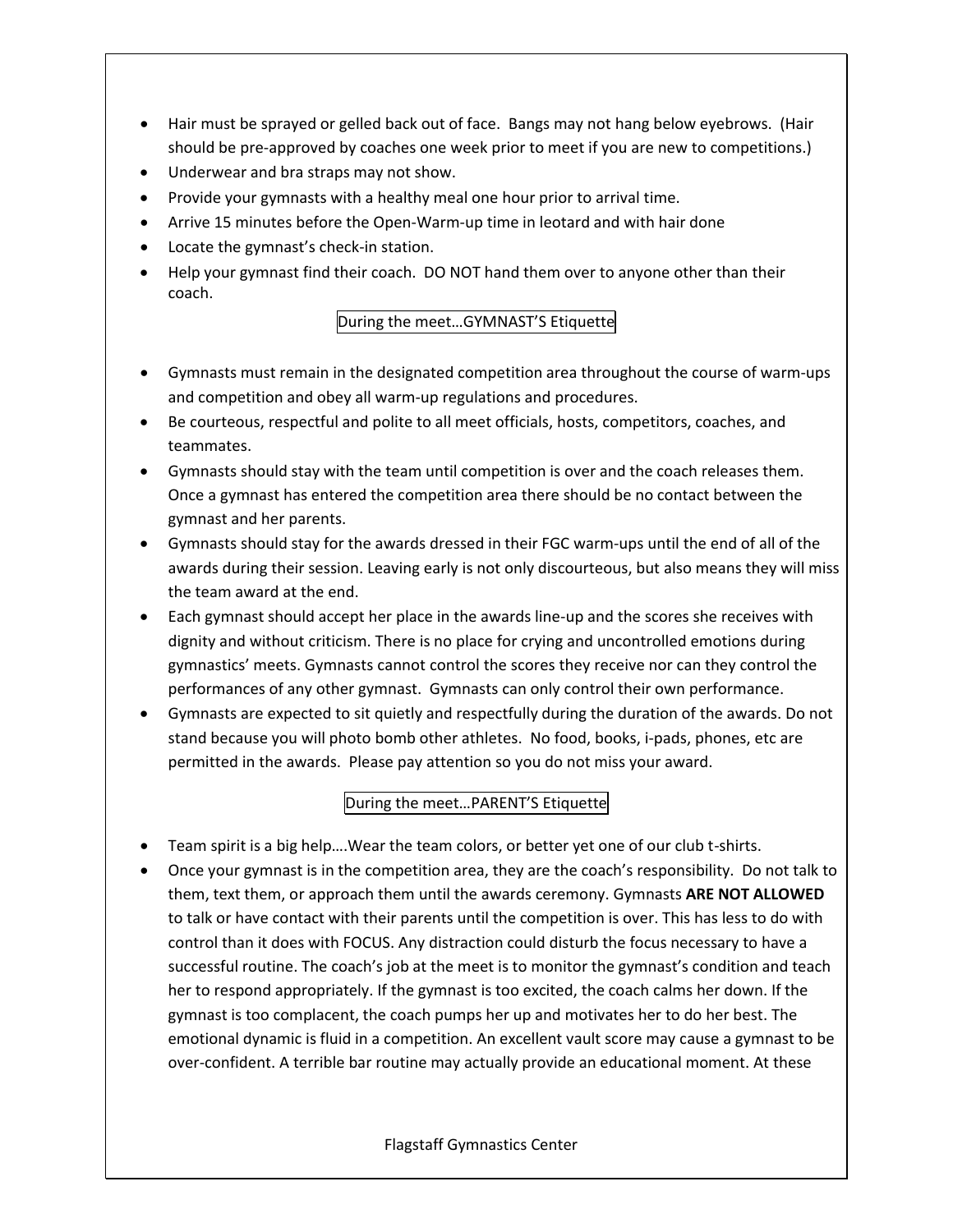- Hair must be sprayed or gelled back out of face. Bangs may not hang below eyebrows. (Hair should be pre-approved by coaches one week prior to meet if you are new to competitions.)
- Underwear and bra straps may not show.
- Provide your gymnasts with a healthy meal one hour prior to arrival time.
- Arrive 15 minutes before the Open-Warm-up time in leotard and with hair done
- Locate the gymnast's check-in station.
- Help your gymnast find their coach. DO NOT hand them over to anyone other than their coach.

## During the meet…GYMNAST'S Etiquette

- Gymnasts must remain in the designated competition area throughout the course of warm-ups and competition and obey all warm-up regulations and procedures.
- Be courteous, respectful and polite to all meet officials, hosts, competitors, coaches, and teammates.
- Gymnasts should stay with the team until competition is over and the coach releases them. Once a gymnast has entered the competition area there should be no contact between the gymnast and her parents.
- Gymnasts should stay for the awards dressed in their FGC warm-ups until the end of all of the awards during their session. Leaving early is not only discourteous, but also means they will miss the team award at the end.
- Each gymnast should accept her place in the awards line-up and the scores she receives with dignity and without criticism. There is no place for crying and uncontrolled emotions during gymnastics' meets. Gymnasts cannot control the scores they receive nor can they control the performances of any other gymnast. Gymnasts can only control their own performance.
- Gymnasts are expected to sit quietly and respectfully during the duration of the awards. Do not stand because you will photo bomb other athletes. No food, books, i-pads, phones, etc are permitted in the awards. Please pay attention so you do not miss your award.

## During the meet…PARENT'S Etiquette

- Team spirit is a big help….Wear the team colors, or better yet one of our club t-shirts.
- Once your gymnast is in the competition area, they are the coach's responsibility. Do not talk to them, text them, or approach them until the awards ceremony. Gymnasts **ARE NOT ALLOWED** to talk or have contact with their parents until the competition is over. This has less to do with control than it does with FOCUS. Any distraction could disturb the focus necessary to have a successful routine. The coach's job at the meet is to monitor the gymnast's condition and teach her to respond appropriately. If the gymnast is too excited, the coach calms her down. If the gymnast is too complacent, the coach pumps her up and motivates her to do her best. The emotional dynamic is fluid in a competition. An excellent vault score may cause a gymnast to be over-confident. A terrible bar routine may actually provide an educational moment. At these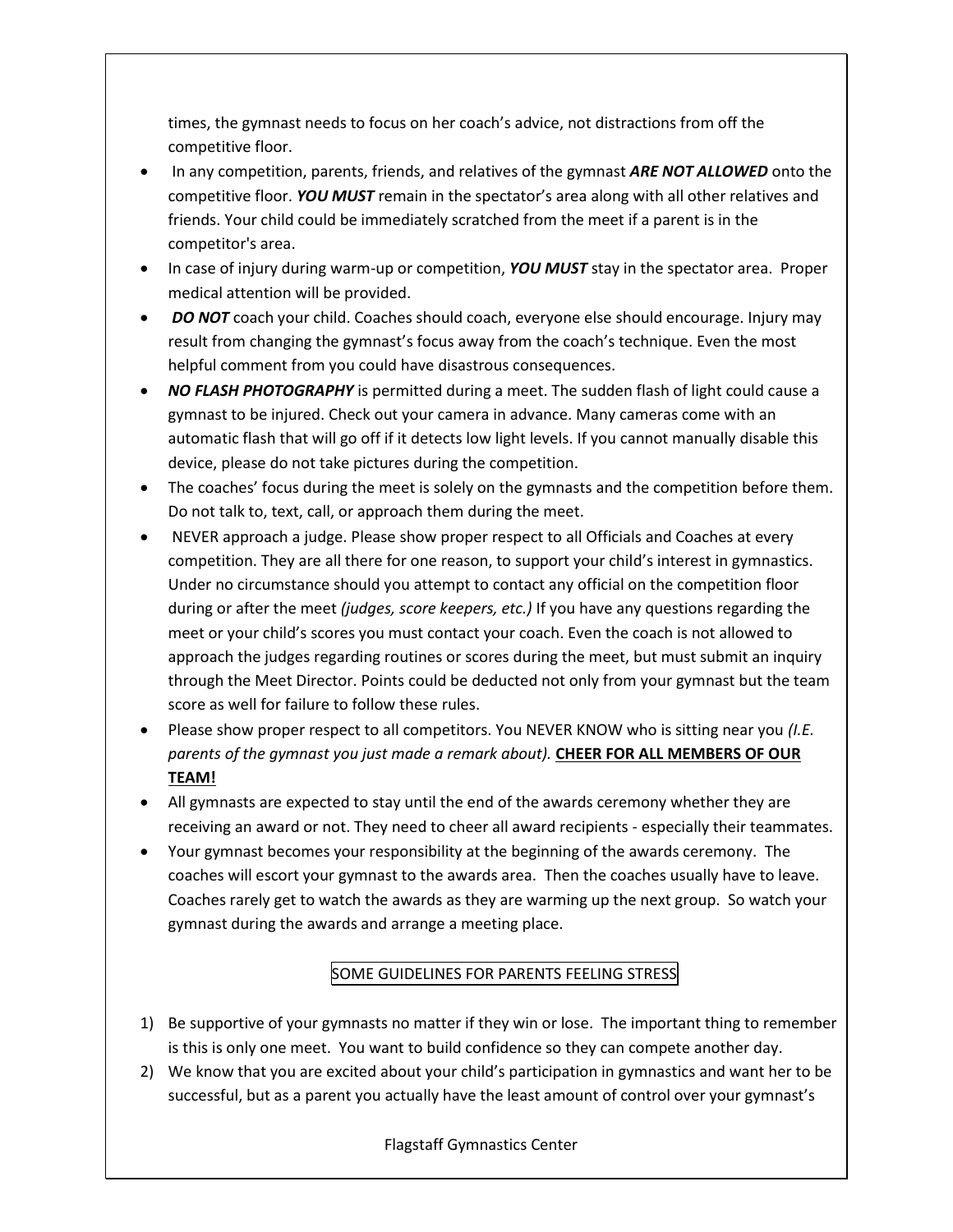times, the gymnast needs to focus on her coach's advice, not distractions from off the competitive floor.

- In any competition, parents, friends, and relatives of the gymnast ***ARE NOT ALLOWED*** onto the competitive floor. ***YOU MUST*** remain in the spectator's area along with all other relatives and friends. Your child could be immediately scratched from the meet if a parent is in the competitor's area.
- In case of injury during warm-up or competition, ***YOU MUST*** stay in the spectator area. Proper medical attention will be provided.
- ***DO NOT*** coach your child. Coaches should coach, everyone else should encourage. Injury may result from changing the gymnast's focus away from the coach's technique. Even the most helpful comment from you could have disastrous consequences.
- ***NO FLASH PHOTOGRAPHY*** is permitted during a meet. The sudden flash of light could cause a gymnast to be injured. Check out your camera in advance. Many cameras come with an automatic flash that will go off if it detects low light levels. If you cannot manually disable this device, please do not take pictures during the competition.
- The coaches' focus during the meet is solely on the gymnasts and the competition before them. Do not talk to, text, call, or approach them during the meet.
- NEVER approach a judge. Please show proper respect to all Officials and Coaches at every competition. They are all there for one reason, to support your child's interest in gymnastics. Under no circumstance should you attempt to contact any official on the competition floor during or after the meet *(judges, score keepers, etc.)* If you have any questions regarding the meet or your child's scores you must contact your coach. Even the coach is not allowed to approach the judges regarding routines or scores during the meet, but must submit an inquiry through the Meet Director. Points could be deducted not only from your gymnast but the team score as well for failure to follow these rules.
- Please show proper respect to all competitors. You NEVER KNOW who is sitting near you *(I.E. parents of the gymnast you just made a remark about).* **CHEER FOR ALL MEMBERS OF OUR TEAM!**
- All gymnasts are expected to stay until the end of the awards ceremony whether they are receiving an award or not. They need to cheer all award recipients - especially their teammates.
- Your gymnast becomes your responsibility at the beginning of the awards ceremony. The coaches will escort your gymnast to the awards area. Then the coaches usually have to leave. Coaches rarely get to watch the awards as they are warming up the next group. So watch your gymnast during the awards and arrange a meeting place.

## SOME GUIDELINES FOR PARENTS FEELING STRESS

1) Be supportive of your gymnasts no matter if they win or lose. The important thing to remember is this is only one meet. You want to build confidence so they can compete another day.
2) We know that you are excited about your child's participation in gymnastics and want her to be successful, but as a parent you actually have the least amount of control over your gymnast's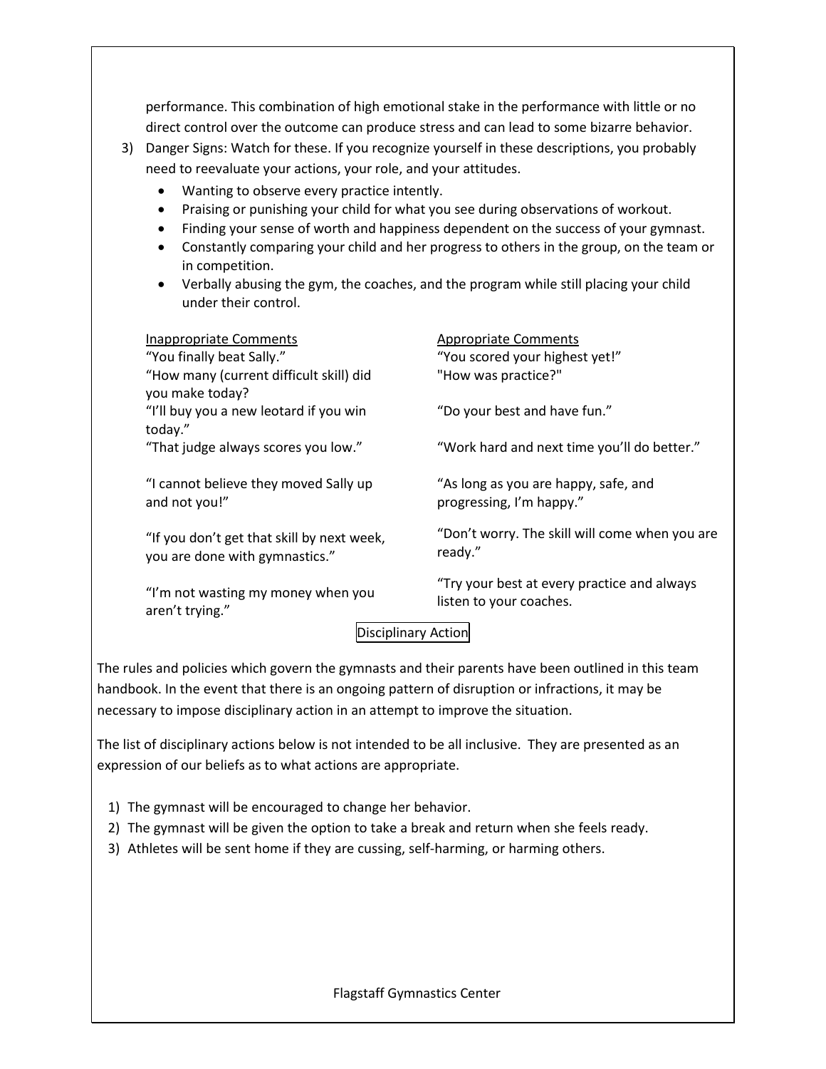performance. This combination of high emotional stake in the performance with little or no direct control over the outcome can produce stress and can lead to some bizarre behavior.

3) Danger Signs: Watch for these. If you recognize yourself in these descriptions, you probably need to reevaluate your actions, your role, and your attitudes.
   - Wanting to observe every practice intently.
   - Praising or punishing your child for what you see during observations of workout.
   - Finding your sense of worth and happiness dependent on the success of your gymnast.
   - Constantly comparing your child and her progress to others in the group, on the team or in competition.
   - Verbally abusing the gym, the coaches, and the program while still placing your child under their control.

| Inappropriate Comments | Appropriate Comments |
|---|---|
| "You finally beat Sally." | "You scored your highest yet!" |
| "How many (current difficult skill) did you make today? | "How was practice?" |
| "I'll buy you a new leotard if you win today." | "Do your best and have fun." |
| "That judge always scores you low." | "Work hard and next time you'll do better." |
| "I cannot believe they moved Sally up and not you!" | "As long as you are happy, safe, and progressing, I'm happy." |
| "If you don't get that skill by next week, you are done with gymnastics." | "Don't worry. The skill will come when you are ready." |
| "I'm not wasting my money when you aren't trying." | "Try your best at every practice and always listen to your coaches. |

## Disciplinary Action

The rules and policies which govern the gymnasts and their parents have been outlined in this team handbook. In the event that there is an ongoing pattern of disruption or infractions, it may be necessary to impose disciplinary action in an attempt to improve the situation.

The list of disciplinary actions below is not intended to be all inclusive. They are presented as an expression of our beliefs as to what actions are appropriate.

1) The gymnast will be encouraged to change her behavior.
2) The gymnast will be given the option to take a break and return when she feels ready.
3) Athletes will be sent home if they are cussing, self-harming, or harming others.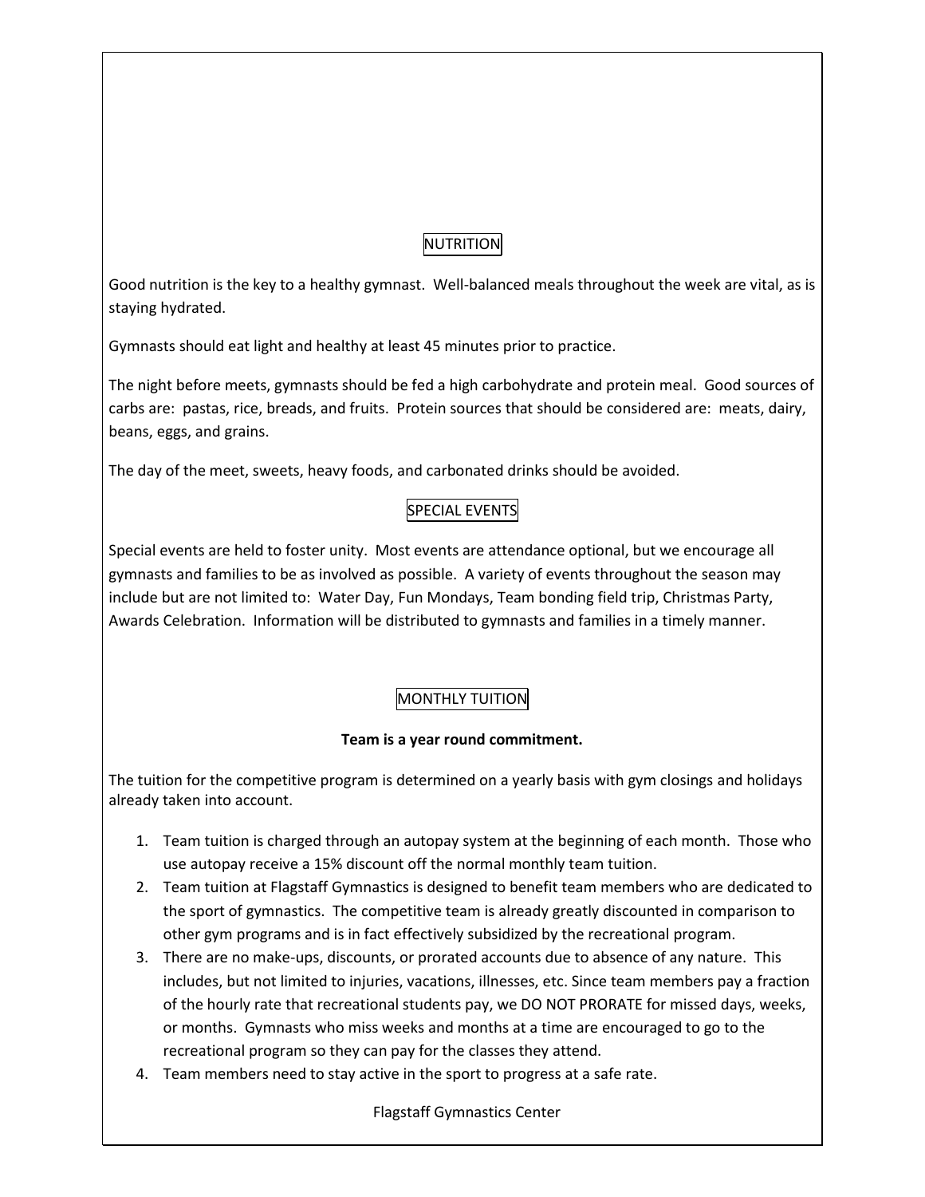## NUTRITION

Good nutrition is the key to a healthy gymnast. Well-balanced meals throughout the week are vital, as is staying hydrated.

Gymnasts should eat light and healthy at least 45 minutes prior to practice.

The night before meets, gymnasts should be fed a high carbohydrate and protein meal. Good sources of carbs are: pastas, rice, breads, and fruits. Protein sources that should be considered are: meats, dairy, beans, eggs, and grains.

The day of the meet, sweets, heavy foods, and carbonated drinks should be avoided.

## SPECIAL EVENTS

Special events are held to foster unity. Most events are attendance optional, but we encourage all gymnasts and families to be as involved as possible. A variety of events throughout the season may include but are not limited to: Water Day, Fun Mondays, Team bonding field trip, Christmas Party, Awards Celebration. Information will be distributed to gymnasts and families in a timely manner.

## MONTHLY TUITION

**Team is a year round commitment.**

The tuition for the competitive program is determined on a yearly basis with gym closings and holidays already taken into account.

1. Team tuition is charged through an autopay system at the beginning of each month. Those who use autopay receive a 15% discount off the normal monthly team tuition.
2. Team tuition at Flagstaff Gymnastics is designed to benefit team members who are dedicated to the sport of gymnastics. The competitive team is already greatly discounted in comparison to other gym programs and is in fact effectively subsidized by the recreational program.
3. There are no make-ups, discounts, or prorated accounts due to absence of any nature. This includes, but not limited to injuries, vacations, illnesses, etc. Since team members pay a fraction of the hourly rate that recreational students pay, we DO NOT PRORATE for missed days, weeks, or months. Gymnasts who miss weeks and months at a time are encouraged to go to the recreational program so they can pay for the classes they attend.
4. Team members need to stay active in the sport to progress at a safe rate.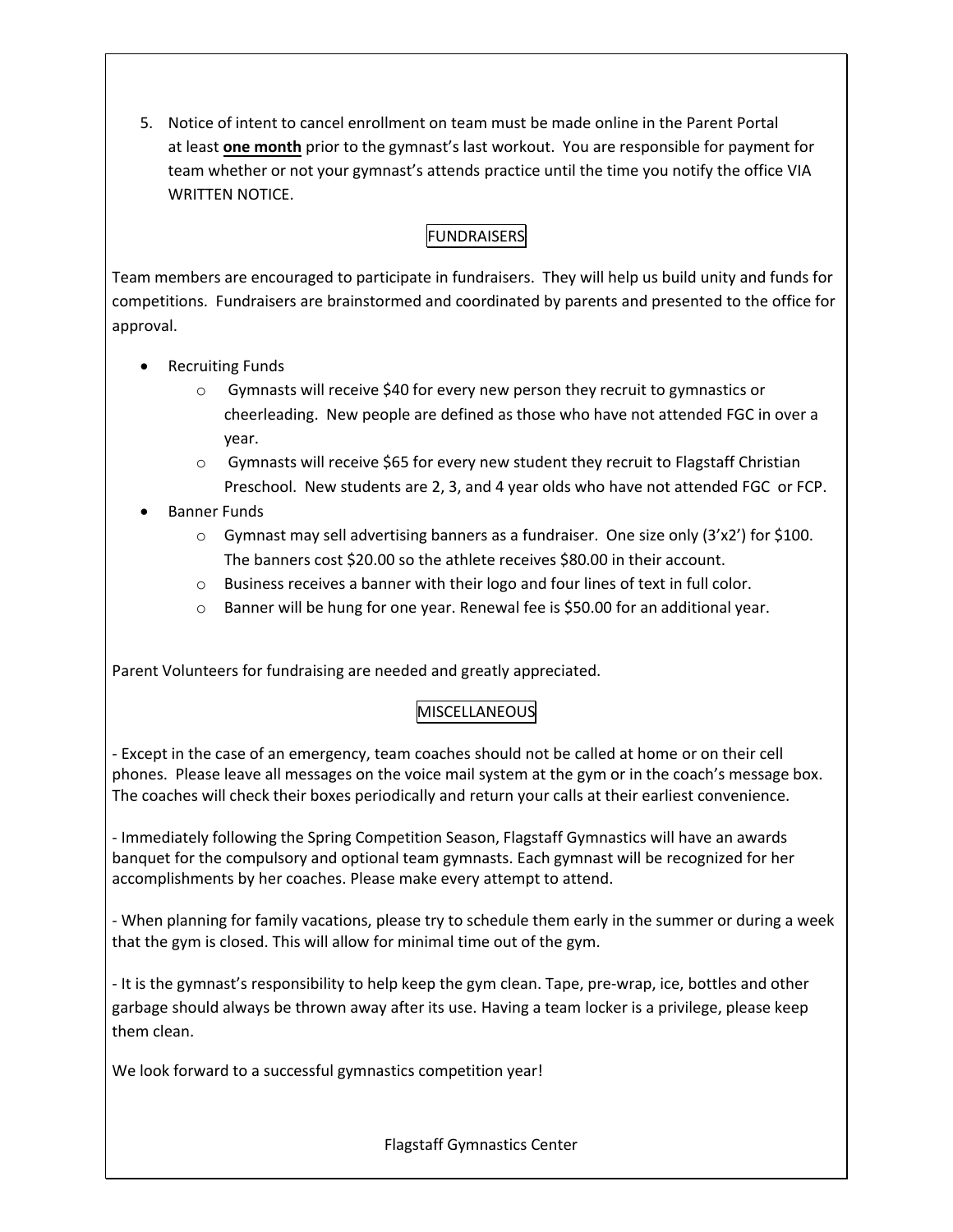5. Notice of intent to cancel enrollment on team must be made online in the Parent Portal at least **one month** prior to the gymnast's last workout. You are responsible for payment for team whether or not your gymnast's attends practice until the time you notify the office VIA WRITTEN NOTICE.

## FUNDRAISERS

Team members are encouraged to participate in fundraisers. They will help us build unity and funds for competitions. Fundraisers are brainstormed and coordinated by parents and presented to the office for approval.

- Recruiting Funds
  - Gymnasts will receive $40 for every new person they recruit to gymnastics or cheerleading. New people are defined as those who have not attended FGC in over a year.
  - Gymnasts will receive $65 for every new student they recruit to Flagstaff Christian Preschool. New students are 2, 3, and 4 year olds who have not attended FGC or FCP.
- Banner Funds
  - Gymnast may sell advertising banners as a fundraiser. One size only (3'x2') for $100. The banners cost $20.00 so the athlete receives $80.00 in their account.
  - Business receives a banner with their logo and four lines of text in full color.
  - Banner will be hung for one year. Renewal fee is $50.00 for an additional year.

Parent Volunteers for fundraising are needed and greatly appreciated.

## MISCELLANEOUS

- Except in the case of an emergency, team coaches should not be called at home or on their cell phones. Please leave all messages on the voice mail system at the gym or in the coach's message box. The coaches will check their boxes periodically and return your calls at their earliest convenience.

- Immediately following the Spring Competition Season, Flagstaff Gymnastics will have an awards banquet for the compulsory and optional team gymnasts. Each gymnast will be recognized for her accomplishments by her coaches. Please make every attempt to attend.

- When planning for family vacations, please try to schedule them early in the summer or during a week that the gym is closed. This will allow for minimal time out of the gym.

- It is the gymnast's responsibility to help keep the gym clean. Tape, pre-wrap, ice, bottles and other garbage should always be thrown away after its use. Having a team locker is a privilege, please keep them clean.

We look forward to a successful gymnastics competition year!

Flagstaff Gymnastics Center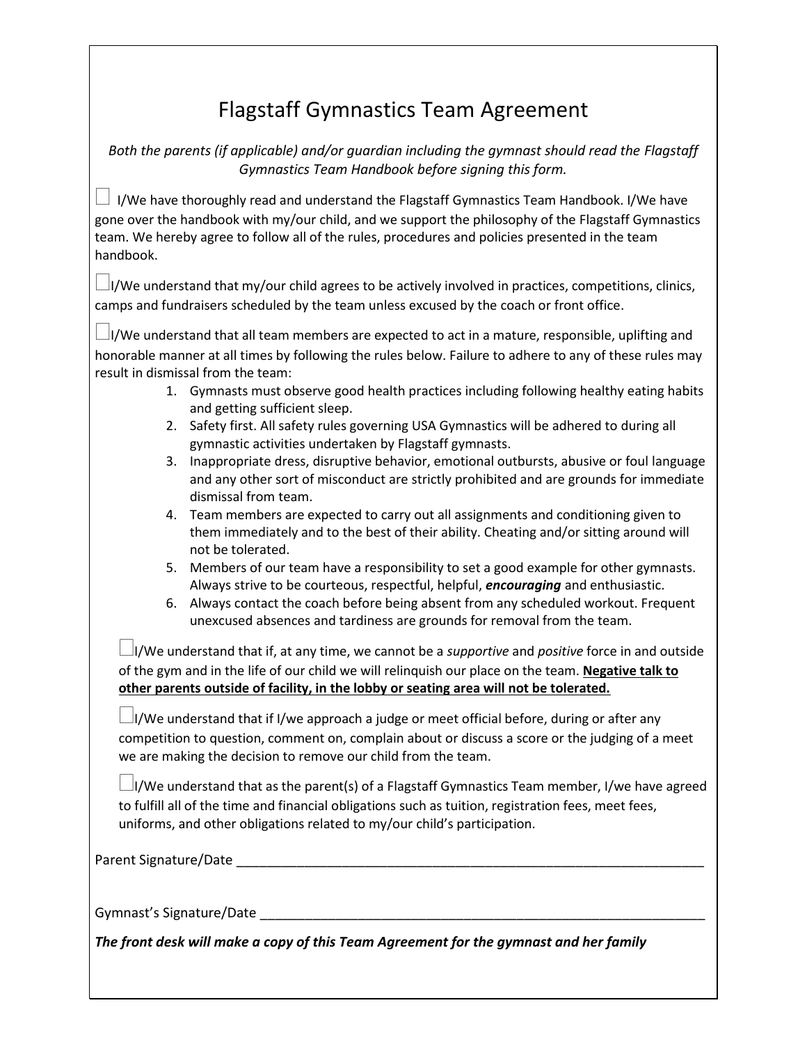# Flagstaff Gymnastics Team Agreement

*Both the parents (if applicable) and/or guardian including the gymnast should read the Flagstaff Gymnastics Team Handbook before signing this form.*

☐ I/We have thoroughly read and understand the Flagstaff Gymnastics Team Handbook. I/We have gone over the handbook with my/our child, and we support the philosophy of the Flagstaff Gymnastics team. We hereby agree to follow all of the rules, procedures and policies presented in the team handbook.

☐ I/We understand that my/our child agrees to be actively involved in practices, competitions, clinics, camps and fundraisers scheduled by the team unless excused by the coach or front office.

☐ I/We understand that all team members are expected to act in a mature, responsible, uplifting and honorable manner at all times by following the rules below. Failure to adhere to any of these rules may result in dismissal from the team:

1. Gymnasts must observe good health practices including following healthy eating habits and getting sufficient sleep.
2. Safety first. All safety rules governing USA Gymnastics will be adhered to during all gymnastic activities undertaken by Flagstaff gymnasts.
3. Inappropriate dress, disruptive behavior, emotional outbursts, abusive or foul language and any other sort of misconduct are strictly prohibited and are grounds for immediate dismissal from team.
4. Team members are expected to carry out all assignments and conditioning given to them immediately and to the best of their ability. Cheating and/or sitting around will not be tolerated.
5. Members of our team have a responsibility to set a good example for other gymnasts. Always strive to be courteous, respectful, helpful, ***encouraging*** and enthusiastic.
6. Always contact the coach before being absent from any scheduled workout. Frequent unexcused absences and tardiness are grounds for removal from the team.

☐ I/We understand that if, at any time, we cannot be a *supportive* and *positive* force in and outside of the gym and in the life of our child we will relinquish our place on the team. **<u>Negative talk to other parents outside of facility, in the lobby or seating area will not be tolerated.</u>**

☐ I/We understand that if I/we approach a judge or meet official before, during or after any competition to question, comment on, complain about or discuss a score or the judging of a meet we are making the decision to remove our child from the team.

☐ I/We understand that as the parent(s) of a Flagstaff Gymnastics Team member, I/we have agreed to fulfill all of the time and financial obligations such as tuition, registration fees, meet fees, uniforms, and other obligations related to my/our child's participation.

Parent Signature/Date ____________________________________________________________

Gymnast's Signature/Date _________________________________________________________

***The front desk will make a copy of this Team Agreement for the gymnast and her family***